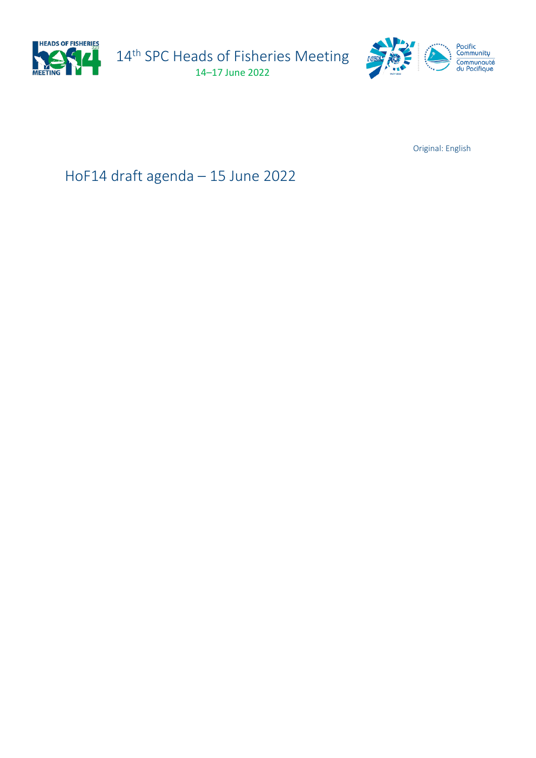14th SPC Heads of Fisheries Meeting

14–17 June 2022

Original: English

# HoF14 draft agenda – 15 June 2022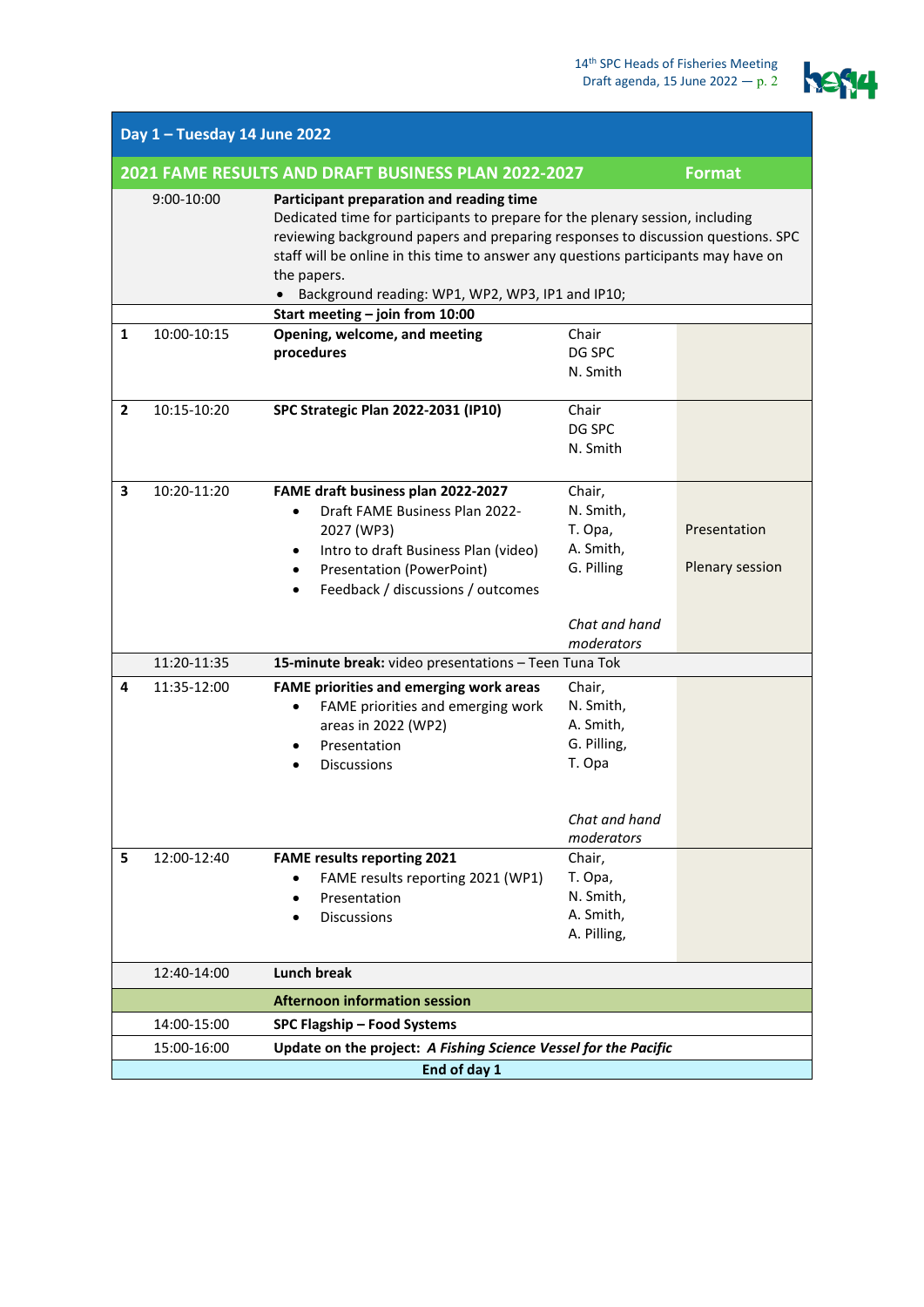| | | **Day 1 – Tuesday 14 June 2022** | | |
|---|---|---|---|---|
| | | **2021 FAME RESULTS AND DRAFT BUSINESS PLAN 2022-2027** | | **Format** |
| | 9:00-10:00 | **Participant preparation and reading time**<br>Dedicated time for participants to prepare for the plenary session, including reviewing background papers and preparing responses to discussion questions. SPC staff will be online in this time to answer any questions participants may have on the papers.<br>• Background reading: WP1, WP2, WP3, IP1 and IP10; | | |
| | | **Start meeting – join from 10:00** | | |
| 1 | 10:00-10:15 | **Opening, welcome, and meeting procedures** | Chair<br>DG SPC<br>N. Smith | |
| 2 | 10:15-10:20 | **SPC Strategic Plan 2022-2031 (IP10)** | Chair<br>DG SPC<br>N. Smith | |
| 3 | 10:20-11:20 | **FAME draft business plan 2022-2027**<br>• Draft FAME Business Plan 2022-2027 (WP3)<br>• Intro to draft Business Plan (video)<br>• Presentation (PowerPoint)<br>• Feedback / discussions / outcomes | Chair,<br>N. Smith,<br>T. Opa,<br>A. Smith,<br>G. Pilling<br><br>*Chat and hand moderators* | Presentation<br><br>Plenary session |
| | 11:20-11:35 | **15-minute break:** video presentations – Teen Tuna Tok | | |
| 4 | 11:35-12:00 | **FAME priorities and emerging work areas**<br>• FAME priorities and emerging work areas in 2022 (WP2)<br>• Presentation<br>• Discussions | Chair,<br>N. Smith,<br>A. Smith,<br>G. Pilling,<br>T. Opa<br><br>*Chat and hand moderators* | |
| 5 | 12:00-12:40 | **FAME results reporting 2021**<br>• FAME results reporting 2021 (WP1)<br>• Presentation<br>• Discussions | Chair,<br>T. Opa,<br>N. Smith,<br>A. Smith,<br>A. Pilling, | |
| | 12:40-14:00 | **Lunch break** | | |
| | | **Afternoon information session** | | |
| | 14:00-15:00 | **SPC Flagship – Food Systems** | | |
| | 15:00-16:00 | **Update on the project:** ***A Fishing Science Vessel for the Pacific*** | | |
| | | **End of day 1** | | |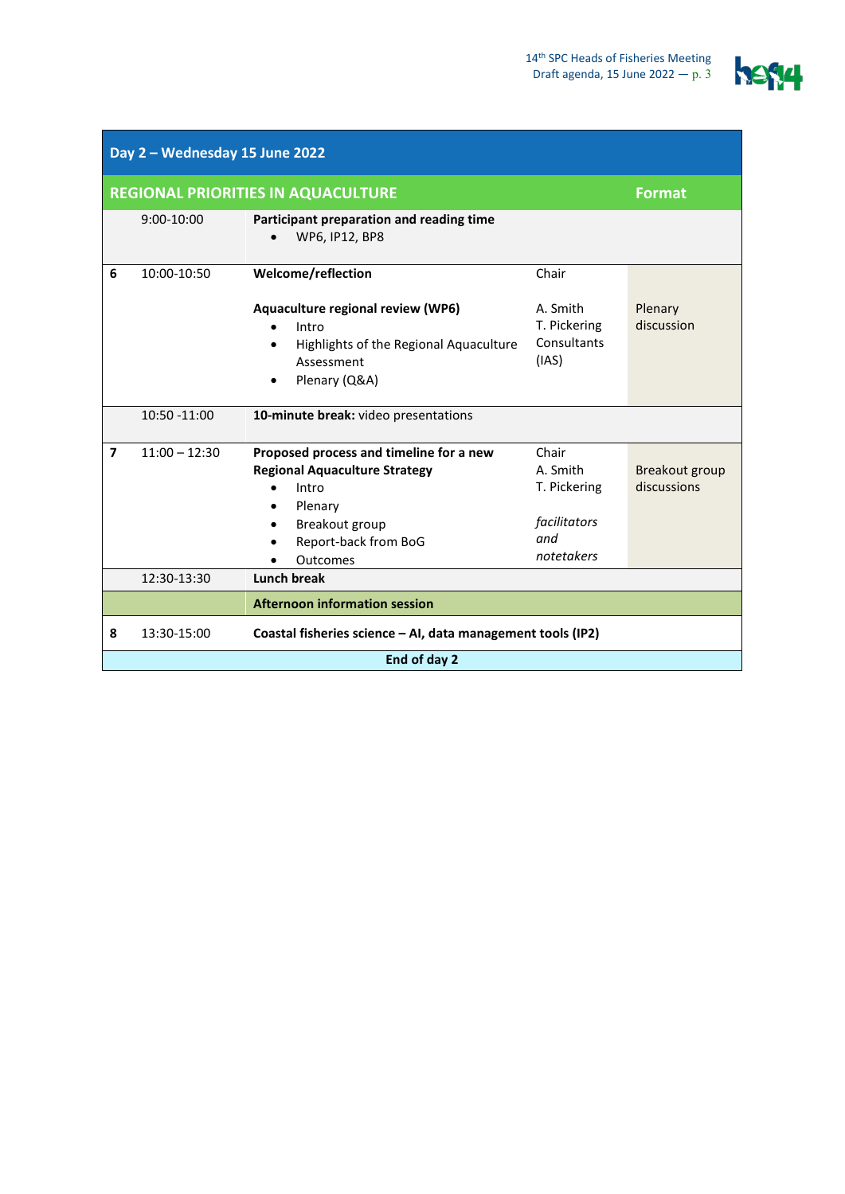| Day 2 – Wednesday 15 June 2022 | | | | |
|---|---|---|---|---|
| **REGIONAL PRIORITIES IN AQUACULTURE** | | | | **Format** |
| | 9:00-10:00 | **Participant preparation and reading time**<br>• WP6, IP12, BP8 | | |
| **6** | 10:00-10:50 | **Welcome/reflection**<br><br>**Aquaculture regional review (WP6)**<br>• Intro<br>• Highlights of the Regional Aquaculture Assessment<br>• Plenary (Q&A) | Chair<br><br>A. Smith<br>T. Pickering<br>Consultants (IAS) | Plenary discussion |
| | 10:50 -11:00 | **10-minute break:** video presentations | | |
| **7** | 11:00 – 12:30 | **Proposed process and timeline for a new Regional Aquaculture Strategy**<br>• Intro<br>• Plenary<br>• Breakout group<br>• Report-back from BoG<br>• Outcomes | Chair<br>A. Smith<br>T. Pickering<br><br>*facilitators and notetakers* | Breakout group discussions |
| | 12:30-13:30 | **Lunch break** | | |
| | | **Afternoon information session** | | |
| **8** | 13:30-15:00 | **Coastal fisheries science – AI, data management tools (IP2)** | | |
| **End of day 2** | | | | |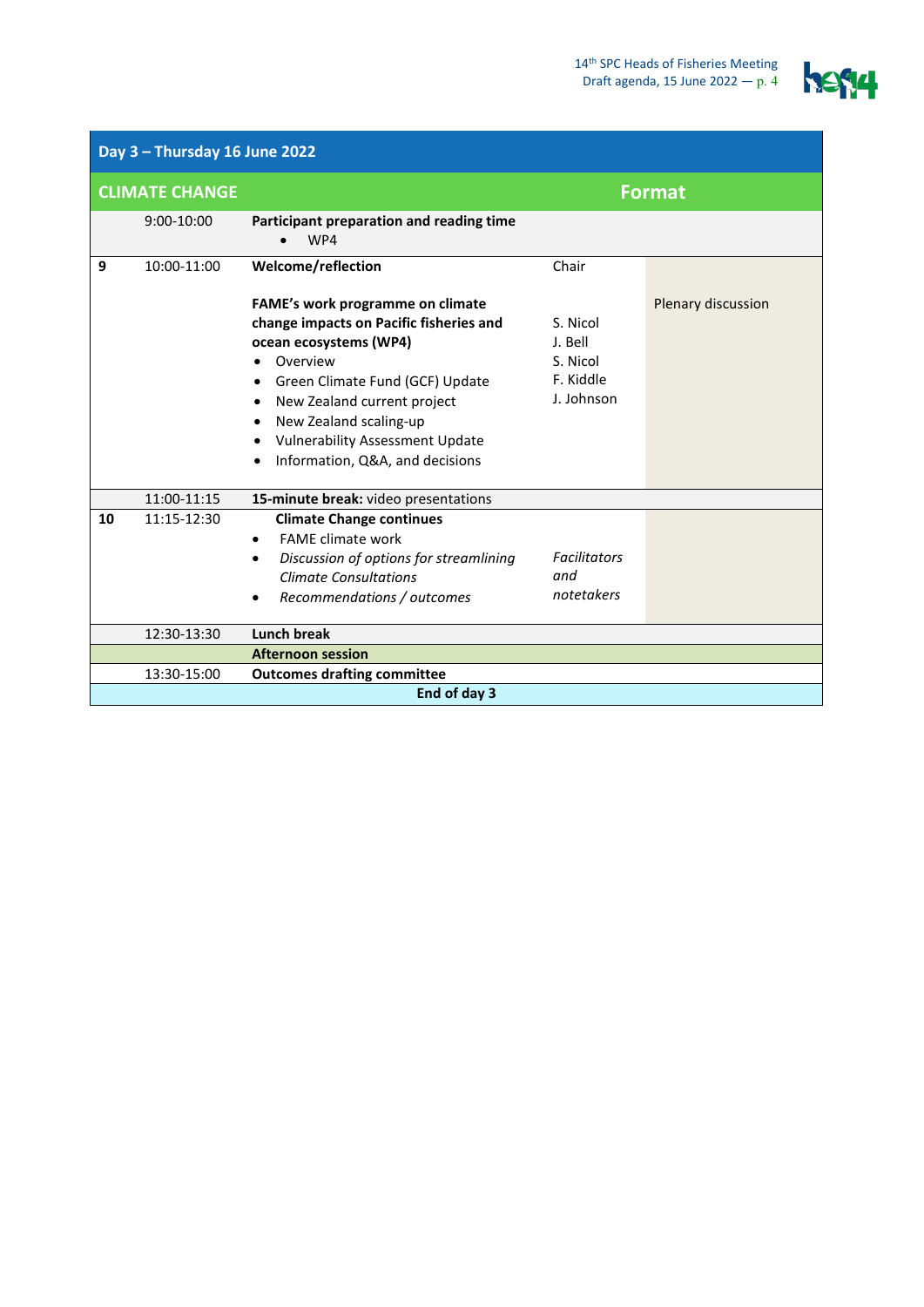| Day 3 – Thursday 16 June 2022 | | | | |
|---|---|---|---|---|
| **CLIMATE CHANGE** | | | | **Format** |
| | 9:00-10:00 | **Participant preparation and reading time**<br>• WP4 | | |
| **9** | 10:00-11:00 | **Welcome/reflection**<br><br>**FAME's work programme on climate change impacts on Pacific fisheries and ocean ecosystems (WP4)**<br>• Overview<br>• Green Climate Fund (GCF) Update<br>• New Zealand current project<br>• New Zealand scaling-up<br>• Vulnerability Assessment Update<br>• Information, Q&A, and decisions | Chair<br><br>S. Nicol<br>J. Bell<br>S. Nicol<br>F. Kiddle<br>J. Johnson | Plenary discussion |
| | 11:00-11:15 | **15-minute break:** video presentations | | |
| **10** | 11:15-12:30 | **Climate Change continues**<br>• FAME climate work<br>• *Discussion of options for streamlining Climate Consultations*<br>• *Recommendations / outcomes* | *Facilitators and notetakers* | |
| | 12:30-13:30 | **Lunch break** | | |
| | | **Afternoon session** | | |
| | 13:30-15:00 | **Outcomes drafting committee** | | |
| | | **End of day 3** | | |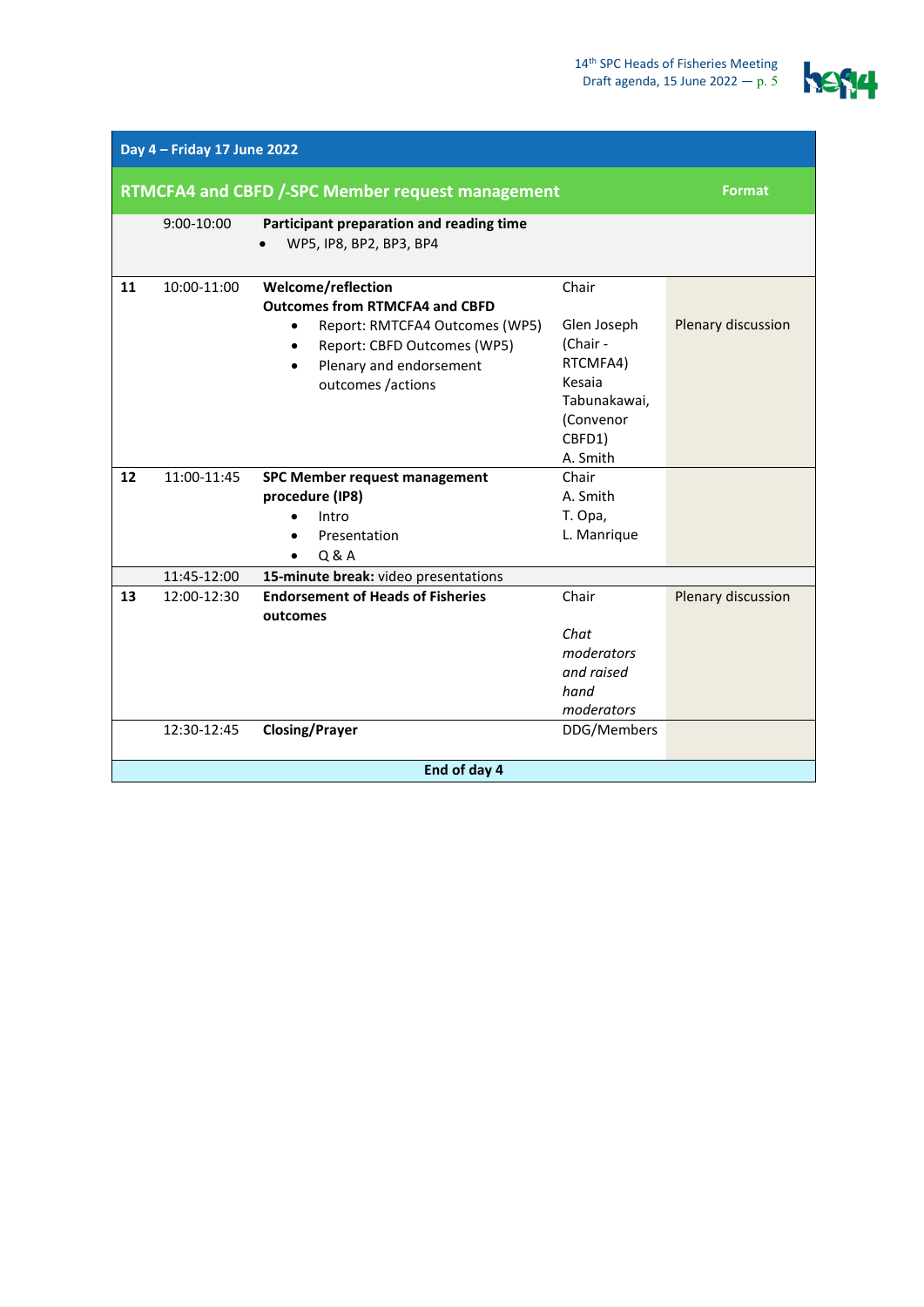| Day 4 – Friday 17 June 2022 | | | | |
|---|---|---|---|---|
| **RTMCFA4 and CBFD /-SPC Member request management** | | | | **Format** |
| | 9:00-10:00 | **Participant preparation and reading time**<br>• WP5, IP8, BP2, BP3, BP4 | | |
| **11** | 10:00-11:00 | **Welcome/reflection**<br>**Outcomes from RTMCFA4 and CBFD**<br>• Report: RMTCFA4 Outcomes (WP5)<br>• Report: CBFD Outcomes (WP5)<br>• Plenary and endorsement outcomes /actions | Chair<br><br>Glen Joseph (Chair - RTCMFA4)<br>Kesaia Tabunakawai, (Convenor CBFD1)<br>A. Smith | Plenary discussion |
| **12** | 11:00-11:45 | **SPC Member request management procedure (IP8)**<br>• Intro<br>• Presentation<br>• Q & A | Chair<br>A. Smith<br>T. Opa,<br>L. Manrique | |
| | 11:45-12:00 | **15-minute break:** video presentations | | |
| **13** | 12:00-12:30 | **Endorsement of Heads of Fisheries outcomes** | Chair<br><br>*Chat moderators and raised hand moderators* | Plenary discussion |
| | 12:30-12:45 | **Closing/Prayer** | DDG/Members | |
| **End of day 4** | | | | |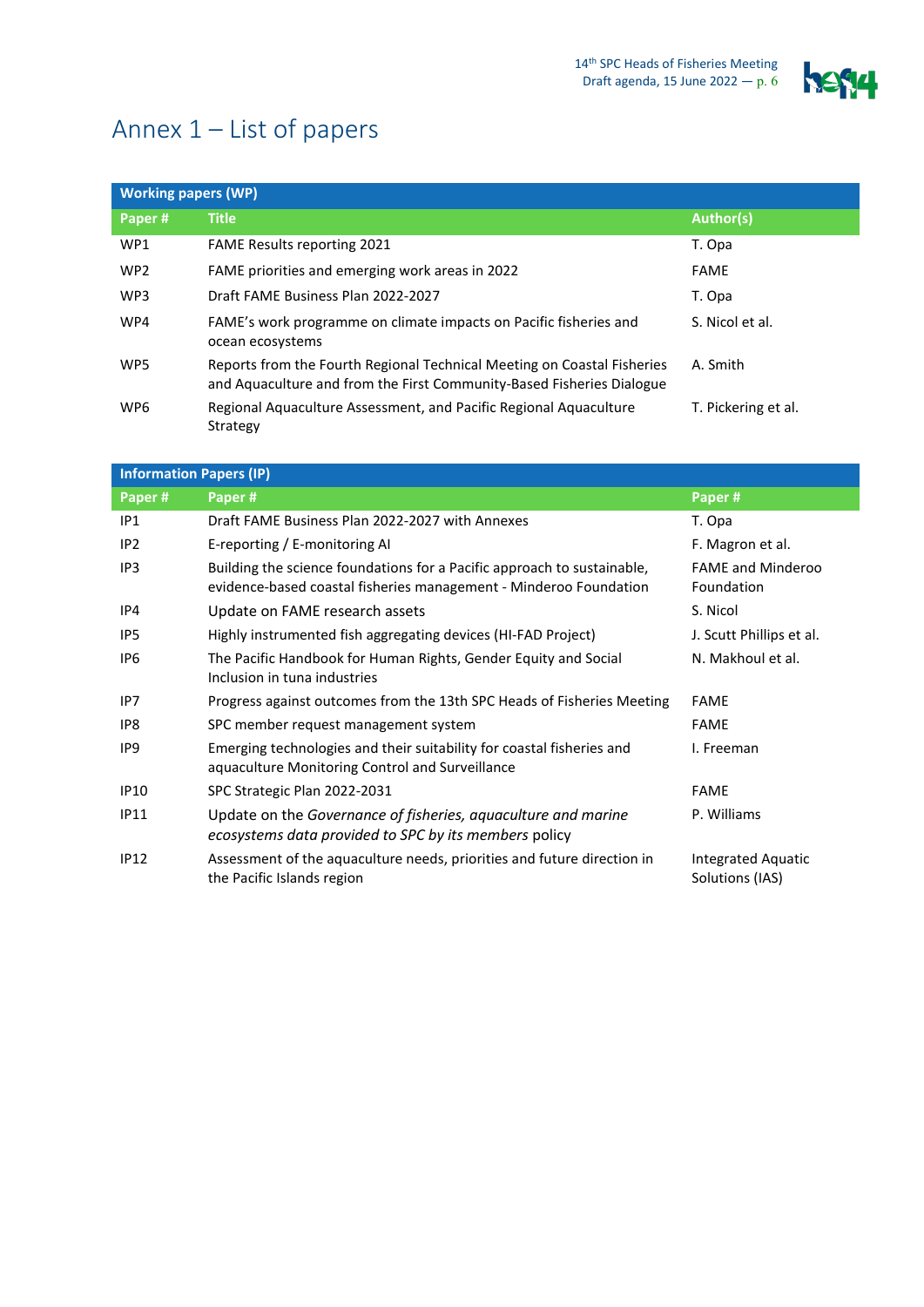# Annex 1 – List of papers

| Working papers (WP) | | |
|---|---|---|
| **Paper #** | **Title** | **Author(s)** |
| WP1 | FAME Results reporting 2021 | T. Opa |
| WP2 | FAME priorities and emerging work areas in 2022 | FAME |
| WP3 | Draft FAME Business Plan 2022-2027 | T. Opa |
| WP4 | FAME's work programme on climate impacts on Pacific fisheries and ocean ecosystems | S. Nicol et al. |
| WP5 | Reports from the Fourth Regional Technical Meeting on Coastal Fisheries and Aquaculture and from the First Community-Based Fisheries Dialogue | A. Smith |
| WP6 | Regional Aquaculture Assessment, and Pacific Regional Aquaculture Strategy | T. Pickering et al. |

| Information Papers (IP) | | |
|---|---|---|
| **Paper #** | **Paper #** | **Paper #** |
| IP1 | Draft FAME Business Plan 2022-2027 with Annexes | T. Opa |
| IP2 | E-reporting / E-monitoring AI | F. Magron et al. |
| IP3 | Building the science foundations for a Pacific approach to sustainable, evidence-based coastal fisheries management - Minderoo Foundation | FAME and Minderoo Foundation |
| IP4 | Update on FAME research assets | S. Nicol |
| IP5 | Highly instrumented fish aggregating devices (HI-FAD Project) | J. Scutt Phillips et al. |
| IP6 | The Pacific Handbook for Human Rights, Gender Equity and Social Inclusion in tuna industries | N. Makhoul et al. |
| IP7 | Progress against outcomes from the 13th SPC Heads of Fisheries Meeting | FAME |
| IP8 | SPC member request management system | FAME |
| IP9 | Emerging technologies and their suitability for coastal fisheries and aquaculture Monitoring Control and Surveillance | I. Freeman |
| IP10 | SPC Strategic Plan 2022-2031 | FAME |
| IP11 | Update on the *Governance of fisheries, aquaculture and marine ecosystems data provided to SPC by its members* policy | P. Williams |
| IP12 | Assessment of the aquaculture needs, priorities and future direction in the Pacific Islands region | Integrated Aquatic Solutions (IAS) |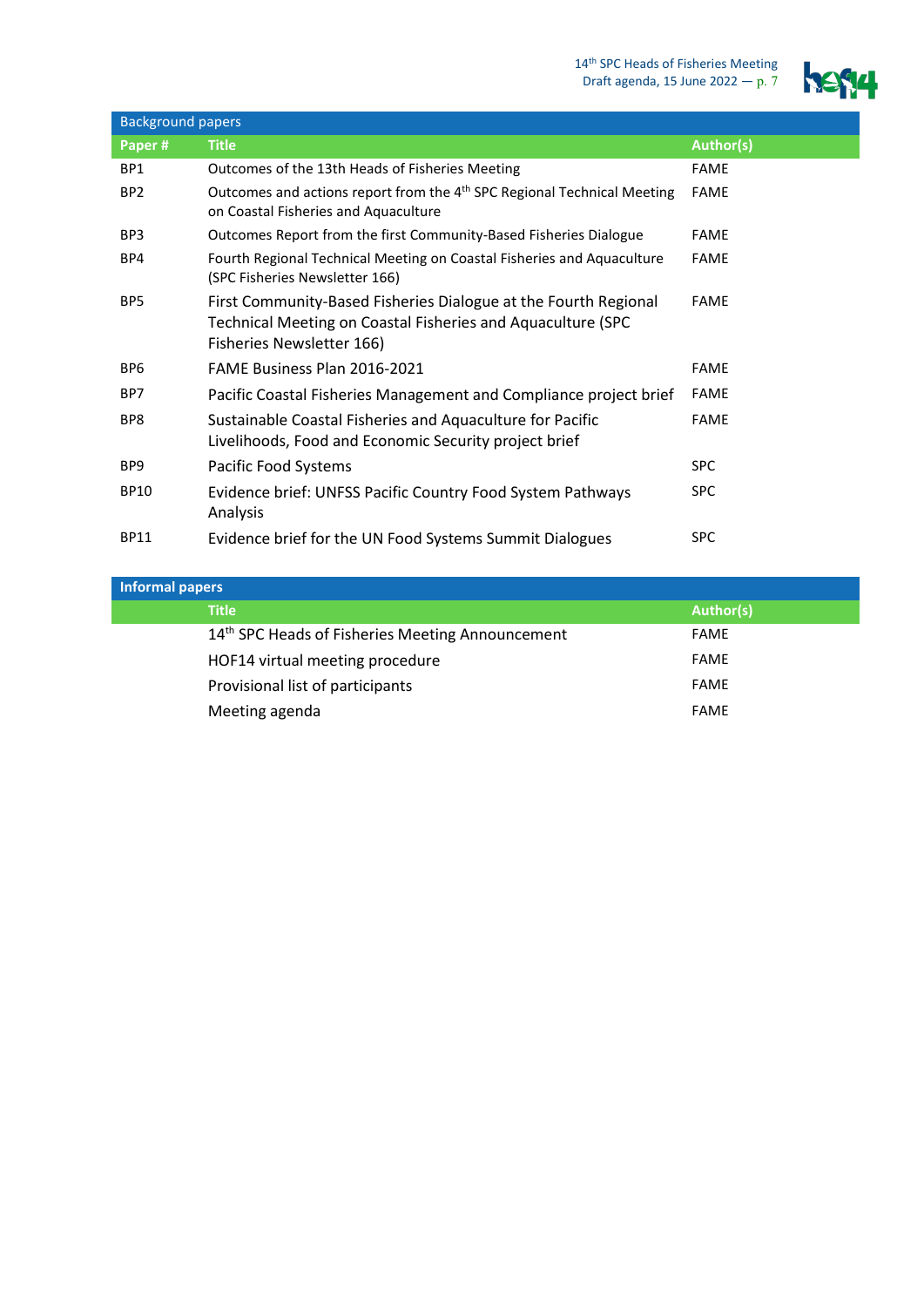| Background papers | | |
|---|---|---|
| **Paper #** | **Title** | **Author(s)** |
| BP1 | Outcomes of the 13th Heads of Fisheries Meeting | FAME |
| BP2 | Outcomes and actions report from the 4th SPC Regional Technical Meeting on Coastal Fisheries and Aquaculture | FAME |
| BP3 | Outcomes Report from the first Community-Based Fisheries Dialogue | FAME |
| BP4 | Fourth Regional Technical Meeting on Coastal Fisheries and Aquaculture (SPC Fisheries Newsletter 166) | FAME |
| BP5 | First Community-Based Fisheries Dialogue at the Fourth Regional Technical Meeting on Coastal Fisheries and Aquaculture (SPC Fisheries Newsletter 166) | FAME |
| BP6 | FAME Business Plan 2016-2021 | FAME |
| BP7 | Pacific Coastal Fisheries Management and Compliance project brief | FAME |
| BP8 | Sustainable Coastal Fisheries and Aquaculture for Pacific Livelihoods, Food and Economic Security project brief | FAME |
| BP9 | Pacific Food Systems | SPC |
| BP10 | Evidence brief: UNFSS Pacific Country Food System Pathways Analysis | SPC |
| BP11 | Evidence brief for the UN Food Systems Summit Dialogues | SPC |

| Informal papers | | |
|---|---|---|
| | **Title** | **Author(s)** |
| | 14th SPC Heads of Fisheries Meeting Announcement | FAME |
| | HOF14 virtual meeting procedure | FAME |
| | Provisional list of participants | FAME |
| | Meeting agenda | FAME |